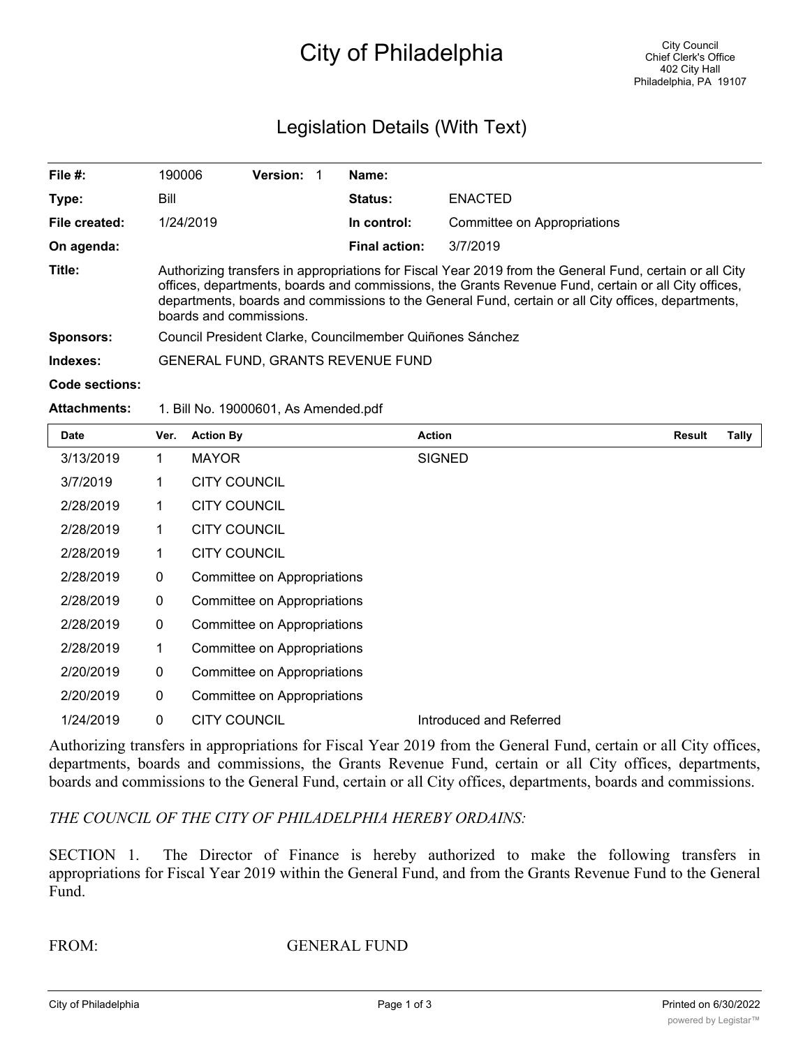# City of Philadelphia

City Council
Chief Clerk's Office
402 City Hall
Philadelphia, PA 19107

## Legislation Details (With Text)

| | | | |
|---|---|---|---|
| **File #:** | 190006 **Version:** 1 | **Name:** | |
| **Type:** | Bill | **Status:** | ENACTED |
| **File created:** | 1/24/2019 | **In control:** | Committee on Appropriations |
| **On agenda:** | | **Final action:** | 3/7/2019 |

**Title:** Authorizing transfers in appropriations for Fiscal Year 2019 from the General Fund, certain or all City offices, departments, boards and commissions, the Grants Revenue Fund, certain or all City offices, departments, boards and commissions to the General Fund, certain or all City offices, departments, boards and commissions.

**Sponsors:** Council President Clarke, Councilmember Quiñones Sánchez

**Indexes:** GENERAL FUND, GRANTS REVENUE FUND

**Code sections:**

**Attachments:** 1. Bill No. 19000601, As Amended.pdf

| Date | Ver. | Action By | Action | Result | Tally |
|---|---|---|---|---|---|
| 3/13/2019 | 1 | MAYOR | SIGNED | | |
| 3/7/2019 | 1 | CITY COUNCIL | | | |
| 2/28/2019 | 1 | CITY COUNCIL | | | |
| 2/28/2019 | 1 | CITY COUNCIL | | | |
| 2/28/2019 | 1 | CITY COUNCIL | | | |
| 2/28/2019 | 0 | Committee on Appropriations | | | |
| 2/28/2019 | 0 | Committee on Appropriations | | | |
| 2/28/2019 | 0 | Committee on Appropriations | | | |
| 2/28/2019 | 1 | Committee on Appropriations | | | |
| 2/20/2019 | 0 | Committee on Appropriations | | | |
| 2/20/2019 | 0 | Committee on Appropriations | | | |
| 1/24/2019 | 0 | CITY COUNCIL | Introduced and Referred | | |

Authorizing transfers in appropriations for Fiscal Year 2019 from the General Fund, certain or all City offices, departments, boards and commissions, the Grants Revenue Fund, certain or all City offices, departments, boards and commissions to the General Fund, certain or all City offices, departments, boards and commissions.

*THE COUNCIL OF THE CITY OF PHILADELPHIA HEREBY ORDAINS:*

SECTION 1. The Director of Finance is hereby authorized to make the following transfers in appropriations for Fiscal Year 2019 within the General Fund, and from the Grants Revenue Fund to the General Fund.

FROM: GENERAL FUND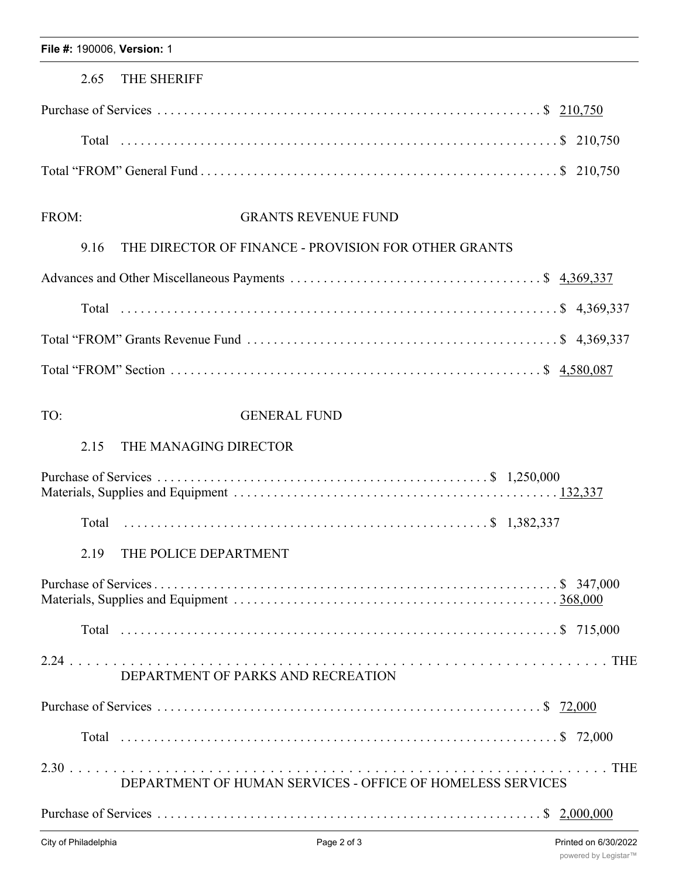2.65 THE SHERIFF

Purchase of Services . . . . . . . . . . . . . . . . . . . . . . . . . . . . . . . . . . . . . . . . . . . . . . . . . . . . . . . . . $ 210,750

Total . . . . . . . . . . . . . . . . . . . . . . . . . . . . . . . . . . . . . . . . . . . . . . . . . . . . . . . . . . . . . . . $ 210,750

Total "FROM" General Fund . . . . . . . . . . . . . . . . . . . . . . . . . . . . . . . . . . . . . . . . . . . . . . . . . . . . $ 210,750

FROM: GRANTS REVENUE FUND

9.16 THE DIRECTOR OF FINANCE - PROVISION FOR OTHER GRANTS

Advances and Other Miscellaneous Payments . . . . . . . . . . . . . . . . . . . . . . . . . . . . . . . . . . . . . . $ 4,369,337

Total . . . . . . . . . . . . . . . . . . . . . . . . . . . . . . . . . . . . . . . . . . . . . . . . . . . . . . . . . . . . . . . $ 4,369,337

Total "FROM" Grants Revenue Fund . . . . . . . . . . . . . . . . . . . . . . . . . . . . . . . . . . . . . . . . . . . . . . $ 4,369,337

Total "FROM" Section . . . . . . . . . . . . . . . . . . . . . . . . . . . . . . . . . . . . . . . . . . . . . . . . . . . . . . . $ 4,580,087

TO: GENERAL FUND

2.15 THE MANAGING DIRECTOR

Purchase of Services . . . . . . . . . . . . . . . . . . . . . . . . . . . . . . . . . . . . . . . . . . . . . . . . . $ 1,250,000
Materials, Supplies and Equipment . . . . . . . . . . . . . . . . . . . . . . . . . . . . . . . . . . . . . . . . . . . . . . . . 132,337

Total . . . . . . . . . . . . . . . . . . . . . . . . . . . . . . . . . . . . . . . . . . . . . . . . . . . . . . $ 1,382,337

2.19 THE POLICE DEPARTMENT

Purchase of Services . . . . . . . . . . . . . . . . . . . . . . . . . . . . . . . . . . . . . . . . . . . . . . . . . . . . . . . . . . $ 347,000
Materials, Supplies and Equipment . . . . . . . . . . . . . . . . . . . . . . . . . . . . . . . . . . . . . . . . . . . . . . . . 368,000

Total . . . . . . . . . . . . . . . . . . . . . . . . . . . . . . . . . . . . . . . . . . . . . . . . . . . . . . . . . . . . . . . $ 715,000

2.24 . . . . . . . . . . . . . . . . . . . . . . . . . . . . . . . . . . . . . . . . . . . . . . . . . . . . . . . . . . . . . . . . . . . . . THE DEPARTMENT OF PARKS AND RECREATION

Purchase of Services . . . . . . . . . . . . . . . . . . . . . . . . . . . . . . . . . . . . . . . . . . . . . . . . . . . . . . . . . $ 72,000

Total . . . . . . . . . . . . . . . . . . . . . . . . . . . . . . . . . . . . . . . . . . . . . . . . . . . . . . . . . . . . . . . $ 72,000

2.30 . . . . . . . . . . . . . . . . . . . . . . . . . . . . . . . . . . . . . . . . . . . . . . . . . . . . . . . . . . . . . . . . . . . . . THE DEPARTMENT OF HUMAN SERVICES - OFFICE OF HOMELESS SERVICES

Purchase of Services . . . . . . . . . . . . . . . . . . . . . . . . . . . . . . . . . . . . . . . . . . . . . . . . . . . . . . . . . $ 2,000,000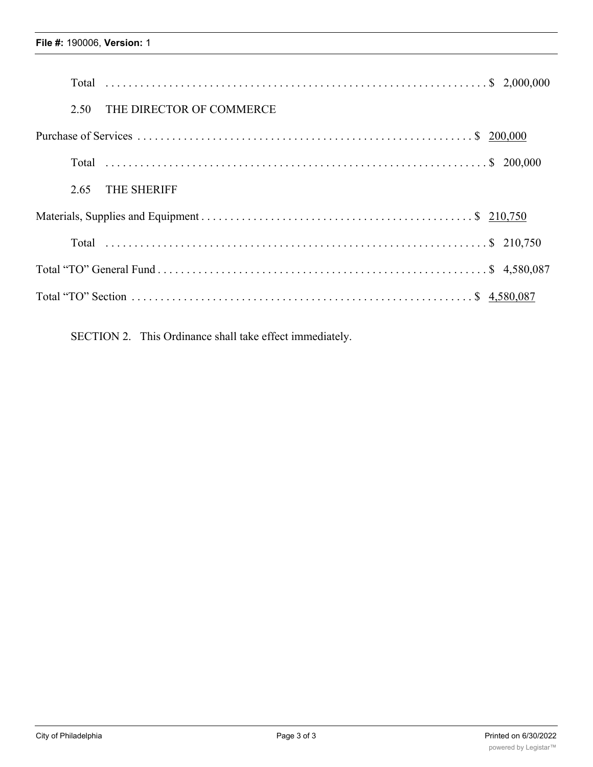Total . . . . . . . . . . . . . . . . . . . . . . . . . . . . . . . . . . . . . . . . . . . . . . . . . . . . . . . . . . . . . . . . . $ 2,000,000

2.50 THE DIRECTOR OF COMMERCE

Purchase of Services . . . . . . . . . . . . . . . . . . . . . . . . . . . . . . . . . . . . . . . . . . . . . . . . . . . . . . . . . . $ 200,000

Total . . . . . . . . . . . . . . . . . . . . . . . . . . . . . . . . . . . . . . . . . . . . . . . . . . . . . . . . . . . . . . . . . $ 200,000

2.65 THE SHERIFF

Materials, Supplies and Equipment . . . . . . . . . . . . . . . . . . . . . . . . . . . . . . . . . . . . . . . . . . . . . . . $ 210,750

Total . . . . . . . . . . . . . . . . . . . . . . . . . . . . . . . . . . . . . . . . . . . . . . . . . . . . . . . . . . . . . . . . . $ 210,750

Total "TO" General Fund . . . . . . . . . . . . . . . . . . . . . . . . . . . . . . . . . . . . . . . . . . . . . . . . . . . . . . . . $ 4,580,087

Total "TO" Section . . . . . . . . . . . . . . . . . . . . . . . . . . . . . . . . . . . . . . . . . . . . . . . . . . . . . . . . . . . $ 4,580,087

SECTION 2. This Ordinance shall take effect immediately.